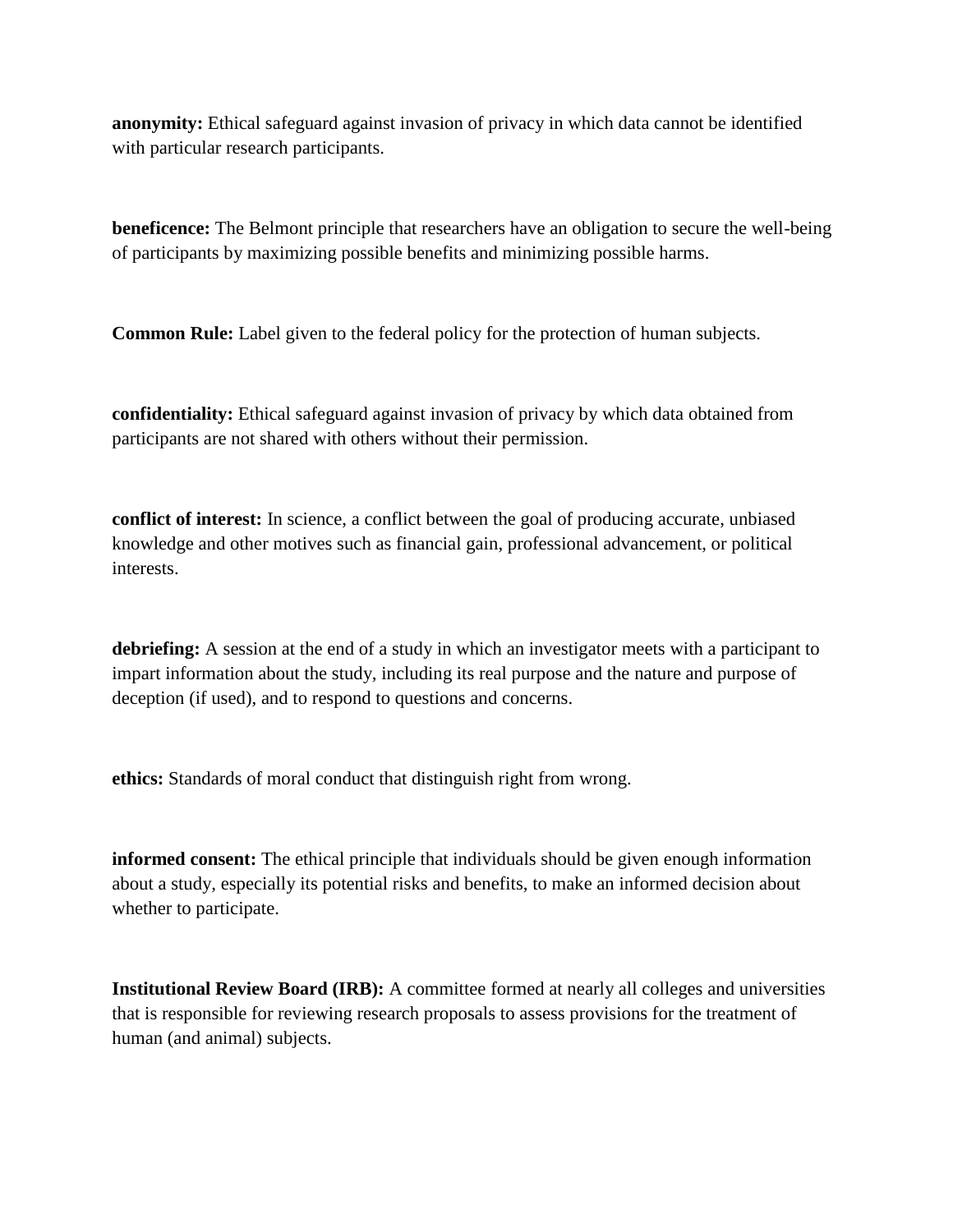**anonymity:** Ethical safeguard against invasion of privacy in which data cannot be identified with particular research participants.

**beneficence:** The Belmont principle that researchers have an obligation to secure the well-being of participants by maximizing possible benefits and minimizing possible harms.

**Common Rule:** Label given to the federal policy for the protection of human subjects.

**confidentiality:** Ethical safeguard against invasion of privacy by which data obtained from participants are not shared with others without their permission.

**conflict of interest:** In science, a conflict between the goal of producing accurate, unbiased knowledge and other motives such as financial gain, professional advancement, or political interests.

**debriefing:** A session at the end of a study in which an investigator meets with a participant to impart information about the study, including its real purpose and the nature and purpose of deception (if used), and to respond to questions and concerns.

**ethics:** Standards of moral conduct that distinguish right from wrong.

**informed consent:** The ethical principle that individuals should be given enough information about a study, especially its potential risks and benefits, to make an informed decision about whether to participate.

**Institutional Review Board (IRB):** A committee formed at nearly all colleges and universities that is responsible for reviewing research proposals to assess provisions for the treatment of human (and animal) subjects.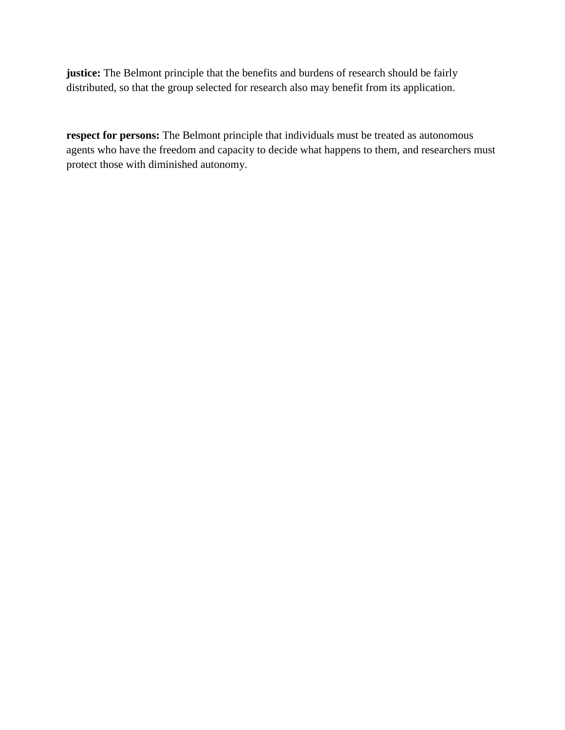**justice:** The Belmont principle that the benefits and burdens of research should be fairly distributed, so that the group selected for research also may benefit from its application.

**respect for persons:** The Belmont principle that individuals must be treated as autonomous agents who have the freedom and capacity to decide what happens to them, and researchers must protect those with diminished autonomy.